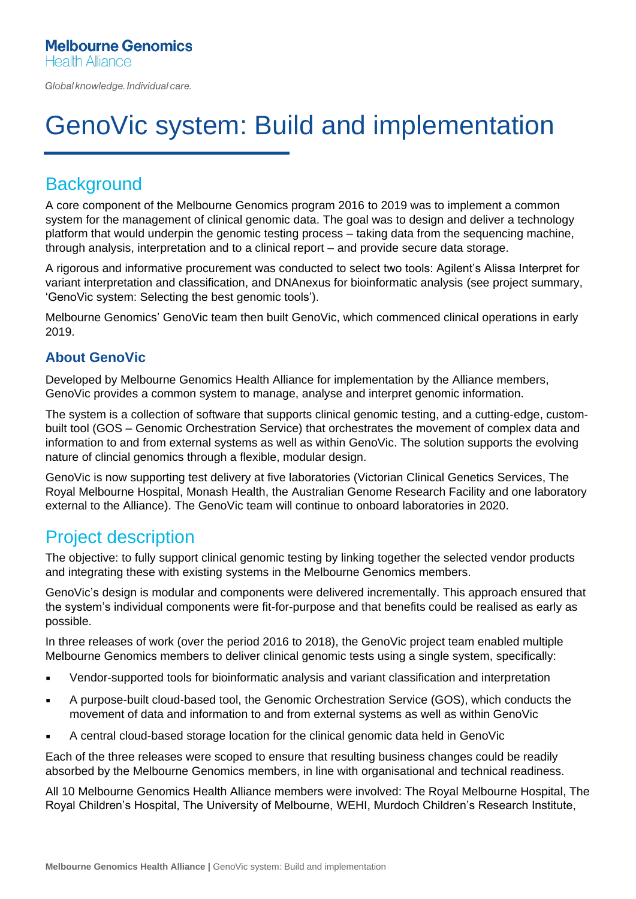Melbourne Genomics
Health Alliance

*Global knowledge. Individual care.*

# GenoVic system: Build and implementation

## Background

A core component of the Melbourne Genomics program 2016 to 2019 was to implement a common system for the management of clinical genomic data. The goal was to design and deliver a technology platform that would underpin the genomic testing process – taking data from the sequencing machine, through analysis, interpretation and to a clinical report – and provide secure data storage.

A rigorous and informative procurement was conducted to select two tools: Agilent's Alissa Interpret for variant interpretation and classification, and DNAnexus for bioinformatic analysis (see project summary, 'GenoVic system: Selecting the best genomic tools').

Melbourne Genomics' GenoVic team then built GenoVic, which commenced clinical operations in early 2019.

### About GenoVic

Developed by Melbourne Genomics Health Alliance for implementation by the Alliance members, GenoVic provides a common system to manage, analyse and interpret genomic information.

The system is a collection of software that supports clinical genomic testing, and a cutting-edge, custom-built tool (GOS – Genomic Orchestration Service) that orchestrates the movement of complex data and information to and from external systems as well as within GenoVic. The solution supports the evolving nature of clincial genomics through a flexible, modular design.

GenoVic is now supporting test delivery at five laboratories (Victorian Clinical Genetics Services, The Royal Melbourne Hospital, Monash Health, the Australian Genome Research Facility and one laboratory external to the Alliance). The GenoVic team will continue to onboard laboratories in 2020.

## Project description

The objective: to fully support clinical genomic testing by linking together the selected vendor products and integrating these with existing systems in the Melbourne Genomics members.

GenoVic's design is modular and components were delivered incrementally. This approach ensured that the system's individual components were fit-for-purpose and that benefits could be realised as early as possible.

In three releases of work (over the period 2016 to 2018), the GenoVic project team enabled multiple Melbourne Genomics members to deliver clinical genomic tests using a single system, specifically:

- Vendor-supported tools for bioinformatic analysis and variant classification and interpretation
- A purpose-built cloud-based tool, the Genomic Orchestration Service (GOS), which conducts the movement of data and information to and from external systems as well as within GenoVic
- A central cloud-based storage location for the clinical genomic data held in GenoVic

Each of the three releases were scoped to ensure that resulting business changes could be readily absorbed by the Melbourne Genomics members, in line with organisational and technical readiness.

All 10 Melbourne Genomics Health Alliance members were involved: The Royal Melbourne Hospital, The Royal Children's Hospital, The University of Melbourne, WEHI, Murdoch Children's Research Institute,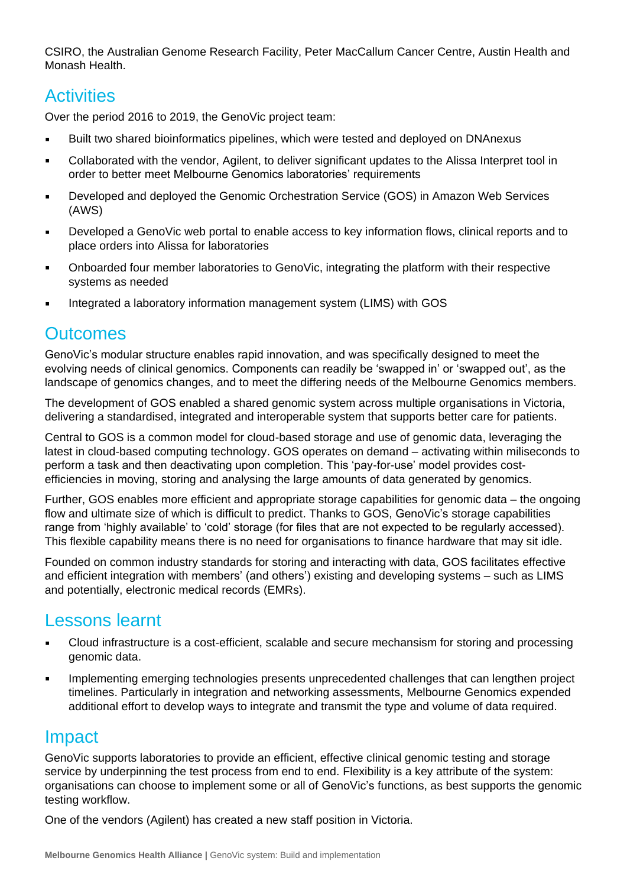CSIRO, the Australian Genome Research Facility, Peter MacCallum Cancer Centre, Austin Health and Monash Health.

## Activities

Over the period 2016 to 2019, the GenoVic project team:

- Built two shared bioinformatics pipelines, which were tested and deployed on DNAnexus
- Collaborated with the vendor, Agilent, to deliver significant updates to the Alissa Interpret tool in order to better meet Melbourne Genomics laboratories' requirements
- Developed and deployed the Genomic Orchestration Service (GOS) in Amazon Web Services (AWS)
- Developed a GenoVic web portal to enable access to key information flows, clinical reports and to place orders into Alissa for laboratories
- Onboarded four member laboratories to GenoVic, integrating the platform with their respective systems as needed
- Integrated a laboratory information management system (LIMS) with GOS

## Outcomes

GenoVic's modular structure enables rapid innovation, and was specifically designed to meet the evolving needs of clinical genomics. Components can readily be 'swapped in' or 'swapped out', as the landscape of genomics changes, and to meet the differing needs of the Melbourne Genomics members.

The development of GOS enabled a shared genomic system across multiple organisations in Victoria, delivering a standardised, integrated and interoperable system that supports better care for patients.

Central to GOS is a common model for cloud-based storage and use of genomic data, leveraging the latest in cloud-based computing technology. GOS operates on demand – activating within miliseconds to perform a task and then deactivating upon completion. This 'pay-for-use' model provides cost-efficiencies in moving, storing and analysing the large amounts of data generated by genomics.

Further, GOS enables more efficient and appropriate storage capabilities for genomic data – the ongoing flow and ultimate size of which is difficult to predict. Thanks to GOS, GenoVic's storage capabilities range from 'highly available' to 'cold' storage (for files that are not expected to be regularly accessed). This flexible capability means there is no need for organisations to finance hardware that may sit idle.

Founded on common industry standards for storing and interacting with data, GOS facilitates effective and efficient integration with members' (and others') existing and developing systems – such as LIMS and potentially, electronic medical records (EMRs).

## Lessons learnt

- Cloud infrastructure is a cost-efficient, scalable and secure mechansism for storing and processing genomic data.
- Implementing emerging technologies presents unprecedented challenges that can lengthen project timelines. Particularly in integration and networking assessments, Melbourne Genomics expended additional effort to develop ways to integrate and transmit the type and volume of data required.

## Impact

GenoVic supports laboratories to provide an efficient, effective clinical genomic testing and storage service by underpinning the test process from end to end. Flexibility is a key attribute of the system: organisations can choose to implement some or all of GenoVic's functions, as best supports the genomic testing workflow.

One of the vendors (Agilent) has created a new staff position in Victoria.